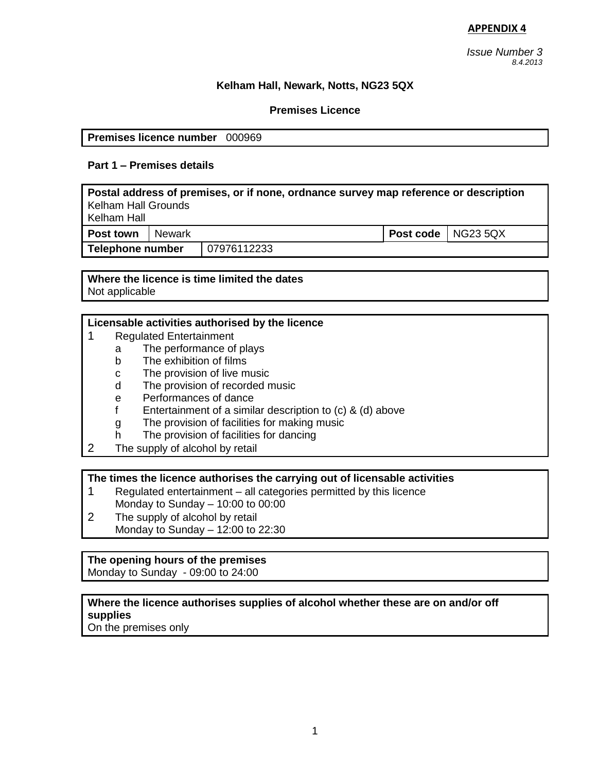**APPENDIX 4**

*Issue Number 3*
*8.4.2013*

**Kelham Hall, Newark, Notts, NG23 5QX**

**Premises Licence**

| **Premises licence number** 000969 |
|---|

**Part 1 – Premises details**

| **Postal address of premises, or if none, ordnance survey map reference or description** Kelham Hall Grounds Kelham Hall | | | |
|---|---|---|---|
| **Post town** | Newark | **Post code** | NG23 5QX |
| **Telephone number** | 07976112233 | | |

| **Where the licence is time limited the dates** |
|---|
| Not applicable |

**Licensable activities authorised by the licence**

1. Regulated Entertainment
   - a The performance of plays
   - b The exhibition of films
   - c The provision of live music
   - d The provision of recorded music
   - e Performances of dance
   - f Entertainment of a similar description to (c) & (d) above
   - g The provision of facilities for making music
   - h The provision of facilities for dancing
2. The supply of alcohol by retail

**The times the licence authorises the carrying out of licensable activities**

1. Regulated entertainment – all categories permitted by this licence
   Monday to Sunday – 10:00 to 00:00
2. The supply of alcohol by retail
   Monday to Sunday – 12:00 to 22:30

| **The opening hours of the premises** |
|---|
| Monday to Sunday - 09:00 to 24:00 |

| **Where the licence authorises supplies of alcohol whether these are on and/or off supplies** |
|---|
| On the premises only |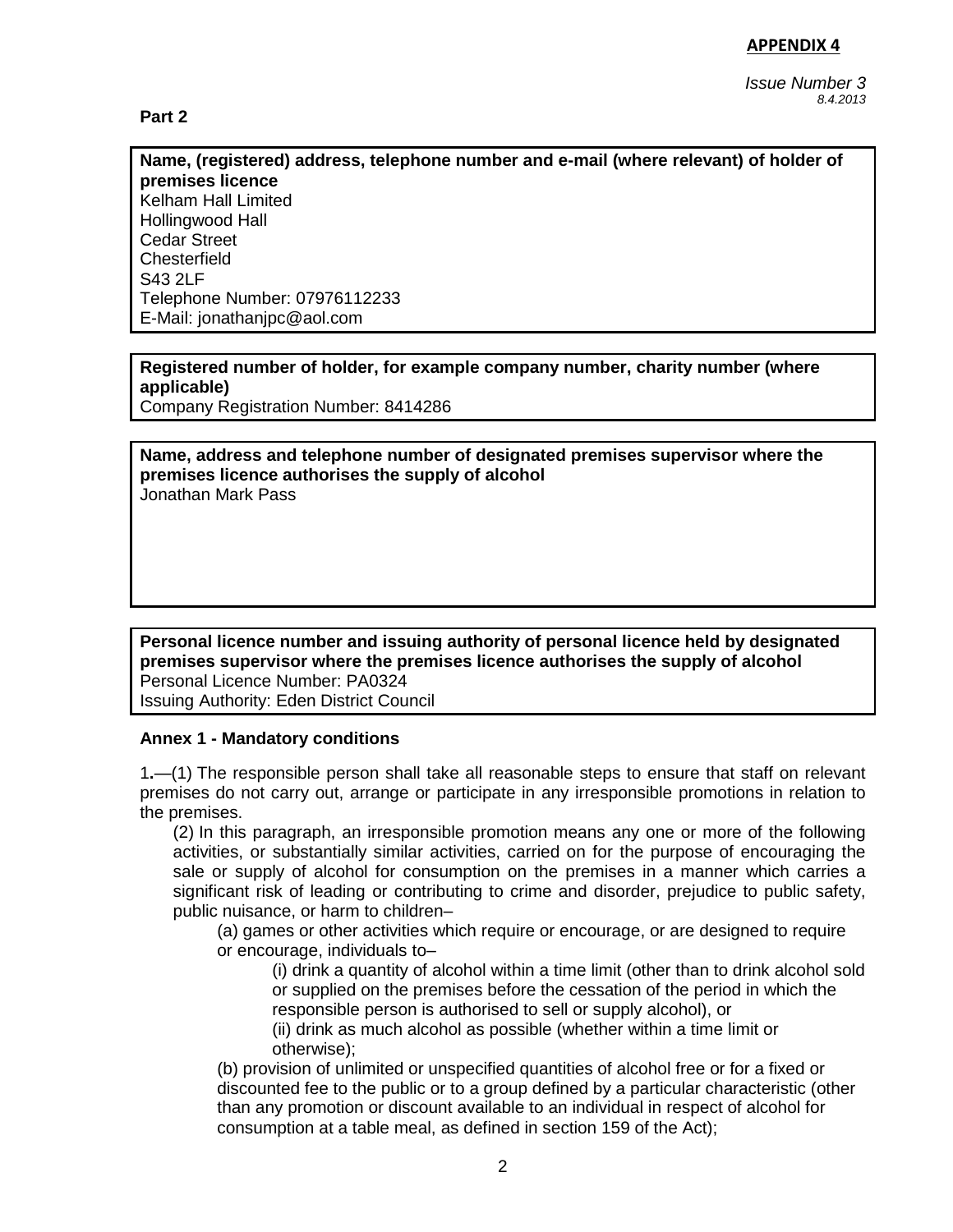**APPENDIX 4**

*Issue Number 3*
*8.4.2013*

**Part 2**

**Name, (registered) address, telephone number and e-mail (where relevant) of holder of premises licence**
Kelham Hall Limited
Hollingwood Hall
Cedar Street
Chesterfield
S43 2LF
Telephone Number: 07976112233
E-Mail: jonathanjpc@aol.com

**Registered number of holder, for example company number, charity number (where applicable)**
Company Registration Number: 8414286

**Name, address and telephone number of designated premises supervisor where the premises licence authorises the supply of alcohol**
Jonathan Mark Pass

**Personal licence number and issuing authority of personal licence held by designated premises supervisor where the premises licence authorises the supply of alcohol**
Personal Licence Number: PA0324
Issuing Authority: Eden District Council

**Annex 1 - Mandatory conditions**

1.—(1) The responsible person shall take all reasonable steps to ensure that staff on relevant premises do not carry out, arrange or participate in any irresponsible promotions in relation to the premises.

(2) In this paragraph, an irresponsible promotion means any one or more of the following activities, or substantially similar activities, carried on for the purpose of encouraging the sale or supply of alcohol for consumption on the premises in a manner which carries a significant risk of leading or contributing to crime and disorder, prejudice to public safety, public nuisance, or harm to children–

(a) games or other activities which require or encourage, or are designed to require or encourage, individuals to–

(i) drink a quantity of alcohol within a time limit (other than to drink alcohol sold or supplied on the premises before the cessation of the period in which the responsible person is authorised to sell or supply alcohol), or

(ii) drink as much alcohol as possible (whether within a time limit or otherwise);

(b) provision of unlimited or unspecified quantities of alcohol free or for a fixed or discounted fee to the public or to a group defined by a particular characteristic (other than any promotion or discount available to an individual in respect of alcohol for consumption at a table meal, as defined in section 159 of the Act);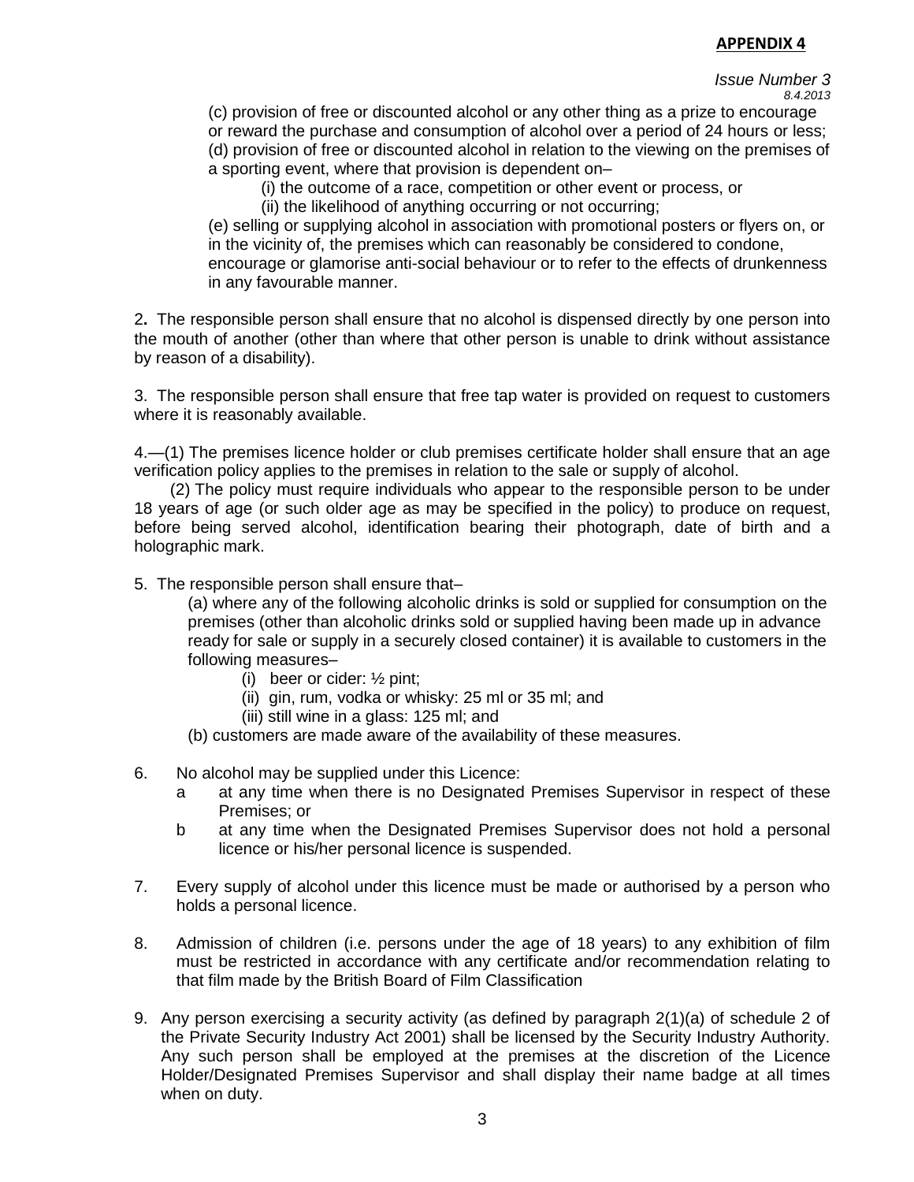**APPENDIX 4**

*Issue Number 3*
*8.4.2013*

(c) provision of free or discounted alcohol or any other thing as a prize to encourage or reward the purchase and consumption of alcohol over a period of 24 hours or less;
(d) provision of free or discounted alcohol in relation to the viewing on the premises of a sporting event, where that provision is dependent on–

(i) the outcome of a race, competition or other event or process, or
(ii) the likelihood of anything occurring or not occurring;

(e) selling or supplying alcohol in association with promotional posters or flyers on, or in the vicinity of, the premises which can reasonably be considered to condone, encourage or glamorise anti-social behaviour or to refer to the effects of drunkenness in any favourable manner.

2**.** The responsible person shall ensure that no alcohol is dispensed directly by one person into the mouth of another (other than where that other person is unable to drink without assistance by reason of a disability).

3. The responsible person shall ensure that free tap water is provided on request to customers where it is reasonably available.

4.—(1) The premises licence holder or club premises certificate holder shall ensure that an age verification policy applies to the premises in relation to the sale or supply of alcohol.

(2) The policy must require individuals who appear to the responsible person to be under 18 years of age (or such older age as may be specified in the policy) to produce on request, before being served alcohol, identification bearing their photograph, date of birth and a holographic mark.

5. The responsible person shall ensure that–

(a) where any of the following alcoholic drinks is sold or supplied for consumption on the premises (other than alcoholic drinks sold or supplied having been made up in advance ready for sale or supply in a securely closed container) it is available to customers in the following measures–

(i) beer or cider: ½ pint;
(ii) gin, rum, vodka or whisky: 25 ml or 35 ml; and
(iii) still wine in a glass: 125 ml; and

(b) customers are made aware of the availability of these measures.

6. No alcohol may be supplied under this Licence:
   a at any time when there is no Designated Premises Supervisor in respect of these Premises; or
   b at any time when the Designated Premises Supervisor does not hold a personal licence or his/her personal licence is suspended.

7. Every supply of alcohol under this licence must be made or authorised by a person who holds a personal licence.

8. Admission of children (i.e. persons under the age of 18 years) to any exhibition of film must be restricted in accordance with any certificate and/or recommendation relating to that film made by the British Board of Film Classification

9. Any person exercising a security activity (as defined by paragraph 2(1)(a) of schedule 2 of the Private Security Industry Act 2001) shall be licensed by the Security Industry Authority. Any such person shall be employed at the premises at the discretion of the Licence Holder/Designated Premises Supervisor and shall display their name badge at all times when on duty.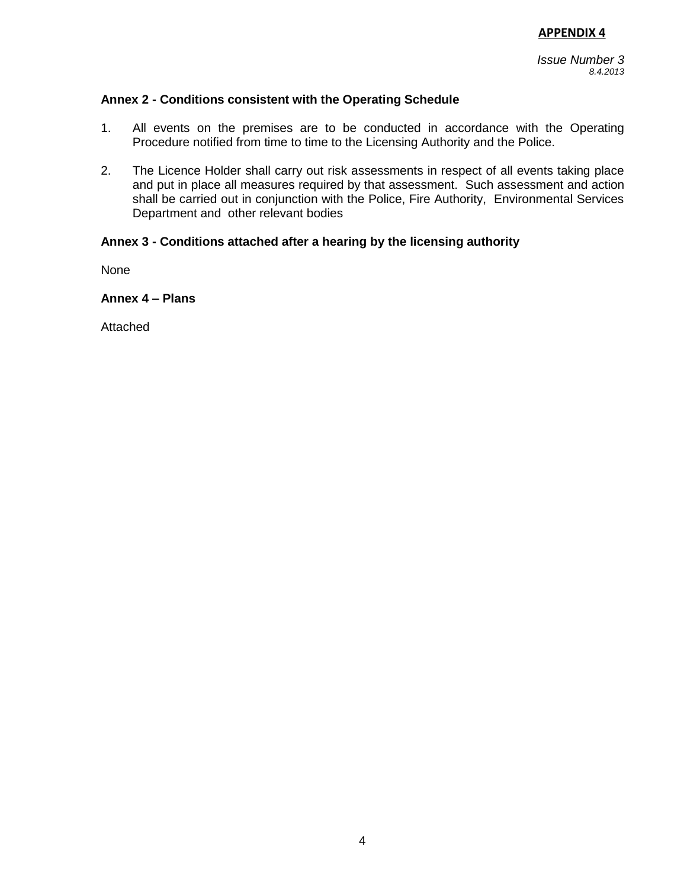**APPENDIX 4**

*Issue Number 3*
*8.4.2013*

**Annex 2 - Conditions consistent with the Operating Schedule**

1. All events on the premises are to be conducted in accordance with the Operating Procedure notified from time to time to the Licensing Authority and the Police.

2. The Licence Holder shall carry out risk assessments in respect of all events taking place and put in place all measures required by that assessment. Such assessment and action shall be carried out in conjunction with the Police, Fire Authority, Environmental Services Department and other relevant bodies

**Annex 3 - Conditions attached after a hearing by the licensing authority**

None

**Annex 4 – Plans**

Attached